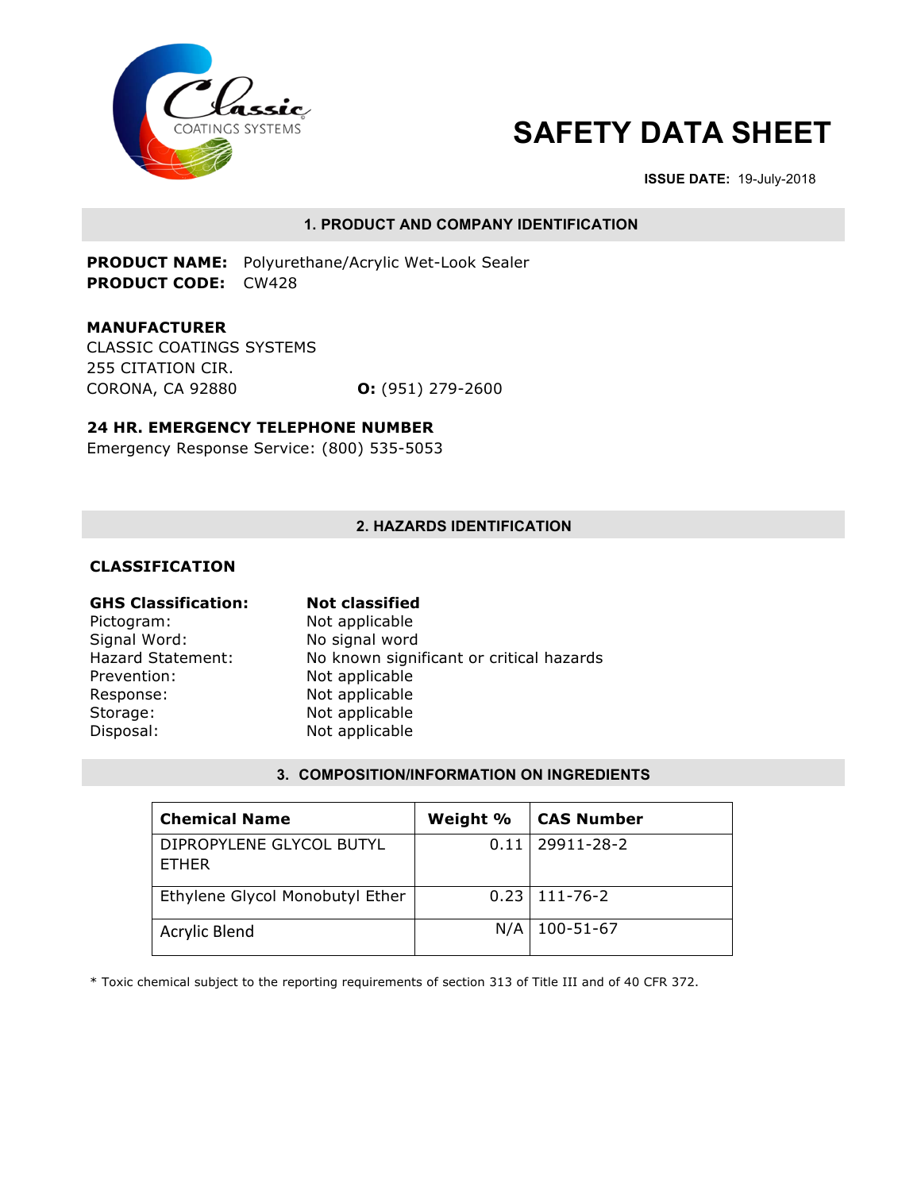Classic COATINGS SYSTEMS

# SAFETY DATA SHEET

**ISSUE DATE:** 19-July-2018

## 1. PRODUCT AND COMPANY IDENTIFICATION

**PRODUCT NAME:** Polyurethane/Acrylic Wet-Look Sealer
**PRODUCT CODE:** CW428

**MANUFACTURER**
CLASSIC COATINGS SYSTEMS
255 CITATION CIR.
CORONA, CA 92880 **O:** (951) 279-2600

**24 HR. EMERGENCY TELEPHONE NUMBER**
Emergency Response Service: (800) 535-5053

## 2. HAZARDS IDENTIFICATION

**CLASSIFICATION**

| | |
|---|---|
| **GHS Classification:** | **Not classified** |
| Pictogram: | Not applicable |
| Signal Word: | No signal word |
| Hazard Statement: | No known significant or critical hazards |
| Prevention: | Not applicable |
| Response: | Not applicable |
| Storage: | Not applicable |
| Disposal: | Not applicable |

## 3. COMPOSITION/INFORMATION ON INGREDIENTS

| Chemical Name | Weight % | CAS Number |
|---|---|---|
| DIPROPYLENE GLYCOL BUTYL ETHER | 0.11 | 29911-28-2 |
| Ethylene Glycol Monobutyl Ether | 0.23 | 111-76-2 |
| Acrylic Blend | N/A | 100-51-67 |

* Toxic chemical subject to the reporting requirements of section 313 of Title III and of 40 CFR 372.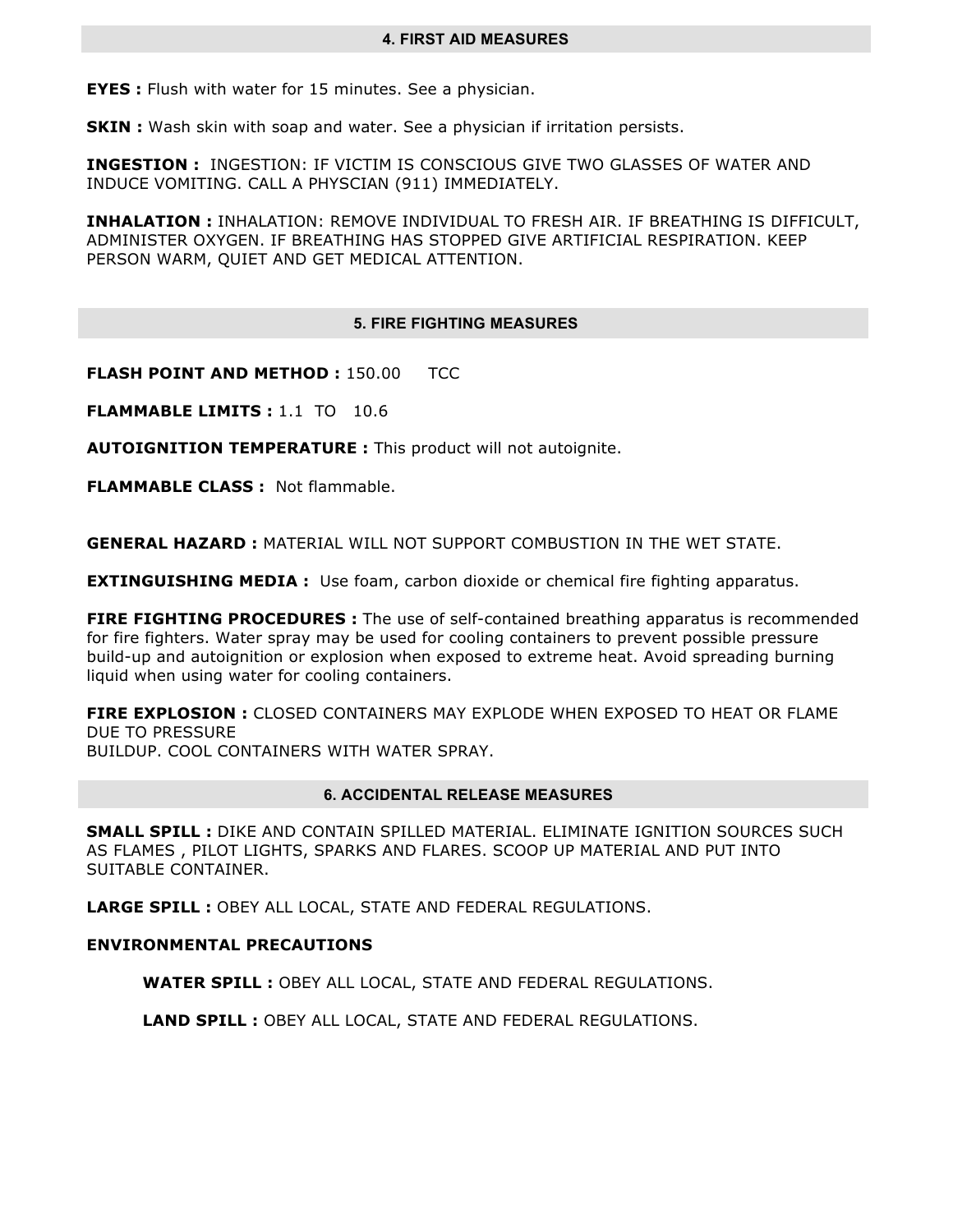## 4. FIRST AID MEASURES

**EYES :** Flush with water for 15 minutes. See a physician.

**SKIN :** Wash skin with soap and water. See a physician if irritation persists.

**INGESTION :** INGESTION: IF VICTIM IS CONSCIOUS GIVE TWO GLASSES OF WATER AND INDUCE VOMITING. CALL A PHYSCIAN (911) IMMEDIATELY.

**INHALATION :** INHALATION: REMOVE INDIVIDUAL TO FRESH AIR. IF BREATHING IS DIFFICULT, ADMINISTER OXYGEN. IF BREATHING HAS STOPPED GIVE ARTIFICIAL RESPIRATION. KEEP PERSON WARM, QUIET AND GET MEDICAL ATTENTION.

## 5. FIRE FIGHTING MEASURES

**FLASH POINT AND METHOD :** 150.00 TCC

**FLAMMABLE LIMITS :** 1.1 TO 10.6

**AUTOIGNITION TEMPERATURE :** This product will not autoignite.

**FLAMMABLE CLASS :** Not flammable.

**GENERAL HAZARD :** MATERIAL WILL NOT SUPPORT COMBUSTION IN THE WET STATE.

**EXTINGUISHING MEDIA :** Use foam, carbon dioxide or chemical fire fighting apparatus.

**FIRE FIGHTING PROCEDURES :** The use of self-contained breathing apparatus is recommended for fire fighters. Water spray may be used for cooling containers to prevent possible pressure build-up and autoignition or explosion when exposed to extreme heat. Avoid spreading burning liquid when using water for cooling containers.

**FIRE EXPLOSION :** CLOSED CONTAINERS MAY EXPLODE WHEN EXPOSED TO HEAT OR FLAME DUE TO PRESSURE
BUILDUP. COOL CONTAINERS WITH WATER SPRAY.

## 6. ACCIDENTAL RELEASE MEASURES

**SMALL SPILL :** DIKE AND CONTAIN SPILLED MATERIAL. ELIMINATE IGNITION SOURCES SUCH AS FLAMES , PILOT LIGHTS, SPARKS AND FLARES. SCOOP UP MATERIAL AND PUT INTO SUITABLE CONTAINER.

**LARGE SPILL :** OBEY ALL LOCAL, STATE AND FEDERAL REGULATIONS.

**ENVIRONMENTAL PRECAUTIONS**

**WATER SPILL :** OBEY ALL LOCAL, STATE AND FEDERAL REGULATIONS.

**LAND SPILL :** OBEY ALL LOCAL, STATE AND FEDERAL REGULATIONS.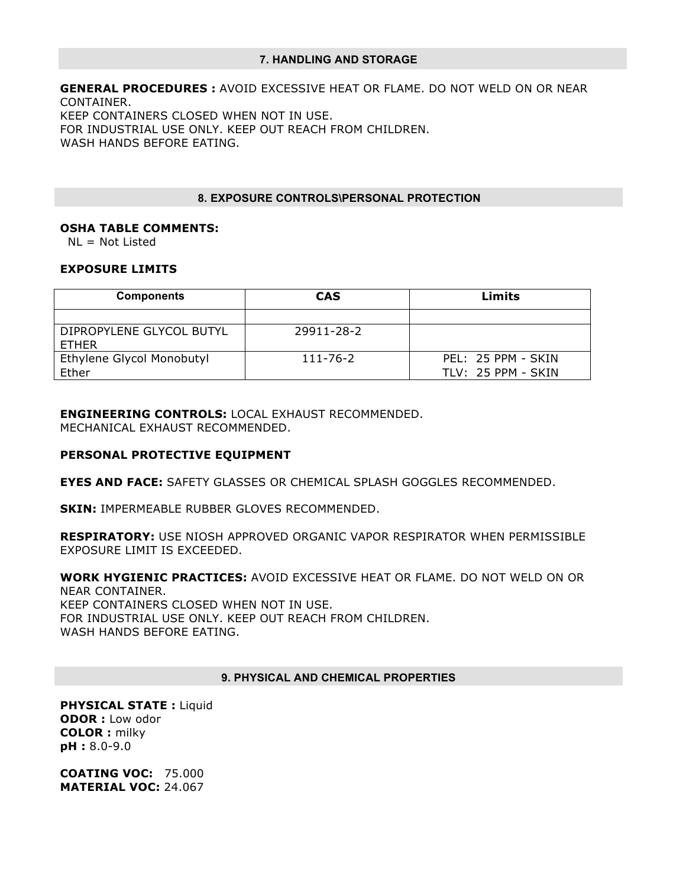## 7. HANDLING AND STORAGE

**GENERAL PROCEDURES :** AVOID EXCESSIVE HEAT OR FLAME. DO NOT WELD ON OR NEAR CONTAINER.
KEEP CONTAINERS CLOSED WHEN NOT IN USE.
FOR INDUSTRIAL USE ONLY. KEEP OUT REACH FROM CHILDREN.
WASH HANDS BEFORE EATING.

## 8. EXPOSURE CONTROLS\PERSONAL PROTECTION

**OSHA TABLE COMMENTS:**
NL = Not Listed

**EXPOSURE LIMITS**

| Components | CAS | Limits |
|---|---|---|
| | | |
| DIPROPYLENE GLYCOL BUTYL ETHER | 29911-28-2 | |
| Ethylene Glycol Monobutyl Ether | 111-76-2 | PEL: 25 PPM - SKIN<br>TLV: 25 PPM - SKIN |

**ENGINEERING CONTROLS:** LOCAL EXHAUST RECOMMENDED.
MECHANICAL EXHAUST RECOMMENDED.

**PERSONAL PROTECTIVE EQUIPMENT**

**EYES AND FACE:** SAFETY GLASSES OR CHEMICAL SPLASH GOGGLES RECOMMENDED.

**SKIN:** IMPERMEABLE RUBBER GLOVES RECOMMENDED.

**RESPIRATORY:** USE NIOSH APPROVED ORGANIC VAPOR RESPIRATOR WHEN PERMISSIBLE EXPOSURE LIMIT IS EXCEEDED.

**WORK HYGIENIC PRACTICES:** AVOID EXCESSIVE HEAT OR FLAME. DO NOT WELD ON OR NEAR CONTAINER.
KEEP CONTAINERS CLOSED WHEN NOT IN USE.
FOR INDUSTRIAL USE ONLY. KEEP OUT REACH FROM CHILDREN.
WASH HANDS BEFORE EATING.

## 9. PHYSICAL AND CHEMICAL PROPERTIES

**PHYSICAL STATE :** Liquid
**ODOR :** Low odor
**COLOR :** milky
**pH :** 8.0-9.0

**COATING VOC:** 75.000
**MATERIAL VOC:** 24.067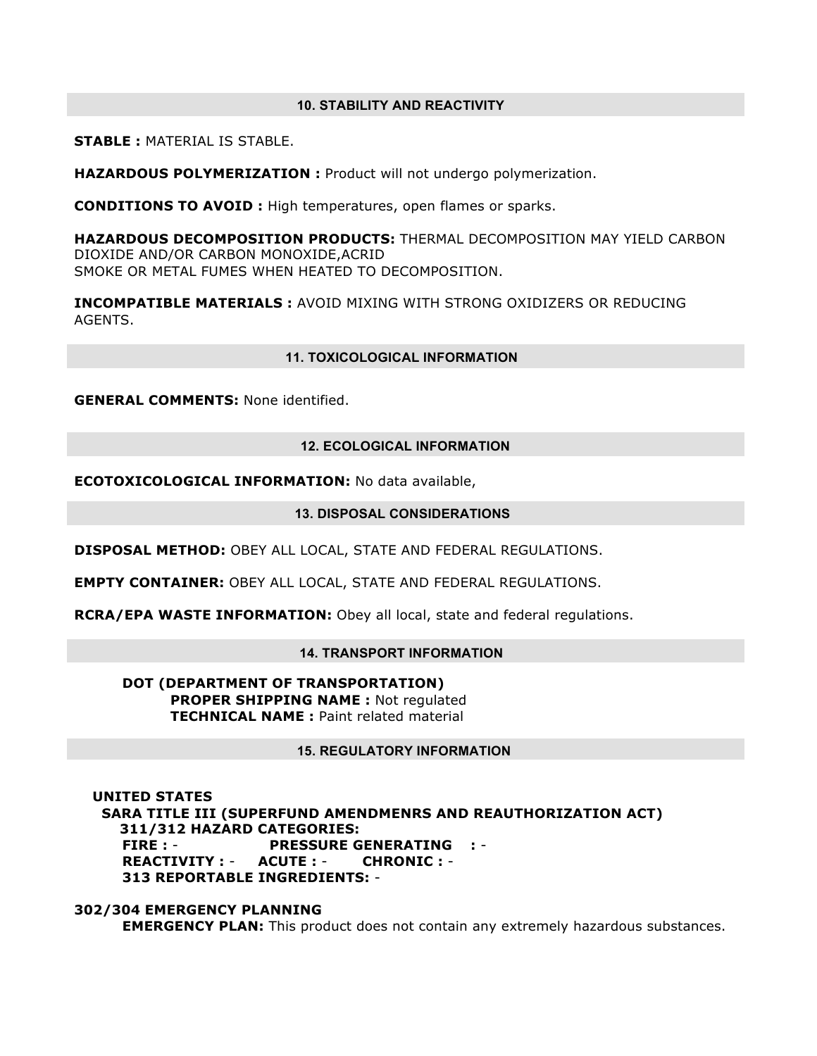## 10. STABILITY AND REACTIVITY

**STABLE :** MATERIAL IS STABLE.

**HAZARDOUS POLYMERIZATION :** Product will not undergo polymerization.

**CONDITIONS TO AVOID :** High temperatures, open flames or sparks.

**HAZARDOUS DECOMPOSITION PRODUCTS:** THERMAL DECOMPOSITION MAY YIELD CARBON DIOXIDE AND/OR CARBON MONOXIDE,ACRID SMOKE OR METAL FUMES WHEN HEATED TO DECOMPOSITION.

**INCOMPATIBLE MATERIALS :** AVOID MIXING WITH STRONG OXIDIZERS OR REDUCING AGENTS.

## 11. TOXICOLOGICAL INFORMATION

**GENERAL COMMENTS:** None identified.

## 12. ECOLOGICAL INFORMATION

**ECOTOXICOLOGICAL INFORMATION:** No data available,

## 13. DISPOSAL CONSIDERATIONS

**DISPOSAL METHOD:** OBEY ALL LOCAL, STATE AND FEDERAL REGULATIONS.

**EMPTY CONTAINER:** OBEY ALL LOCAL, STATE AND FEDERAL REGULATIONS.

**RCRA/EPA WASTE INFORMATION:** Obey all local, state and federal regulations.

## 14. TRANSPORT INFORMATION

**DOT (DEPARTMENT OF TRANSPORTATION)**
- **PROPER SHIPPING NAME :** Not regulated
- **TECHNICAL NAME :** Paint related material

## 15. REGULATORY INFORMATION

**UNITED STATES**

**SARA TITLE III (SUPERFUND AMENDMENRS AND REAUTHORIZATION ACT)**

**311/312 HAZARD CATEGORIES:**

**FIRE :** - **PRESSURE GENERATING :** -
**REACTIVITY :** - **ACUTE :** - **CHRONIC :** -
**313 REPORTABLE INGREDIENTS:** -

**302/304 EMERGENCY PLANNING**

**EMERGENCY PLAN:** This product does not contain any extremely hazardous substances.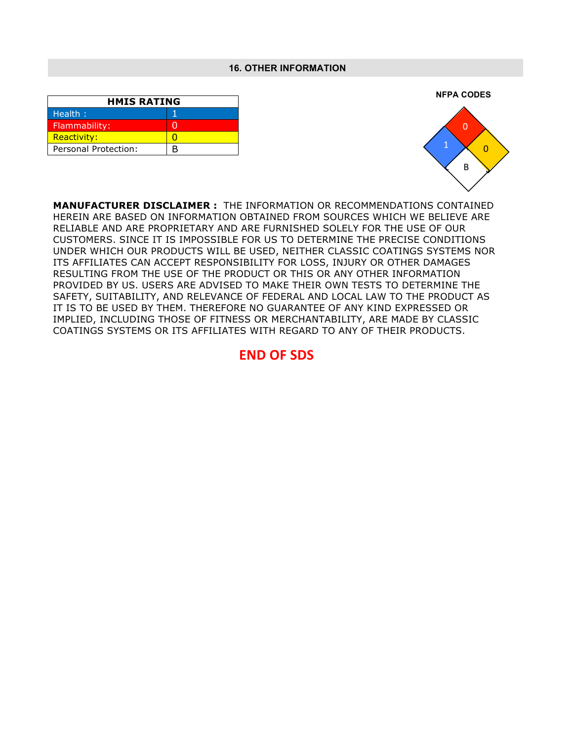## 16. OTHER INFORMATION

| HMIS RATING | |
|---|---|
| Health : | 1 |
| Flammability: | 0 |
| Reactivity: | 0 |
| Personal Protection: | B |

**NFPA CODES**

0
1
0
B

**MANUFACTURER DISCLAIMER :** THE INFORMATION OR RECOMMENDATIONS CONTAINED HEREIN ARE BASED ON INFORMATION OBTAINED FROM SOURCES WHICH WE BELIEVE ARE RELIABLE AND ARE PROPRIETARY AND ARE FURNISHED SOLELY FOR THE USE OF OUR CUSTOMERS. SINCE IT IS IMPOSSIBLE FOR US TO DETERMINE THE PRECISE CONDITIONS UNDER WHICH OUR PRODUCTS WILL BE USED, NEITHER CLASSIC COATINGS SYSTEMS NOR ITS AFFILIATES CAN ACCEPT RESPONSIBILITY FOR LOSS, INJURY OR OTHER DAMAGES RESULTING FROM THE USE OF THE PRODUCT OR THIS OR ANY OTHER INFORMATION PROVIDED BY US. USERS ARE ADVISED TO MAKE THEIR OWN TESTS TO DETERMINE THE SAFETY, SUITABILITY, AND RELEVANCE OF FEDERAL AND LOCAL LAW TO THE PRODUCT AS IT IS TO BE USED BY THEM. THEREFORE NO GUARANTEE OF ANY KIND EXPRESSED OR IMPLIED, INCLUDING THOSE OF FITNESS OR MERCHANTABILITY, ARE MADE BY CLASSIC COATINGS SYSTEMS OR ITS AFFILIATES WITH REGARD TO ANY OF THEIR PRODUCTS.

**END OF SDS**